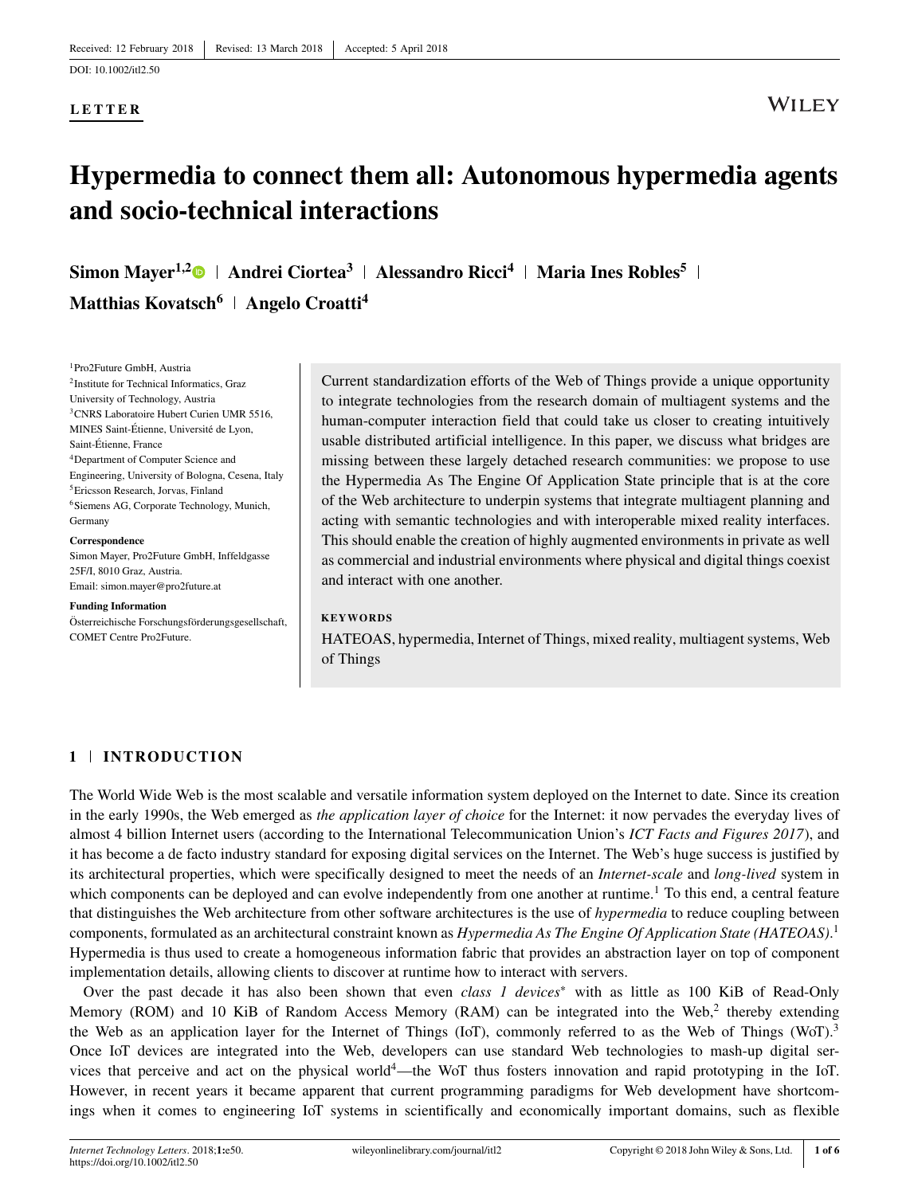Received: 12 February 2018 | Revised: 13 March 2018 | Accepted: 5 April 2018

DOI: 10.1002/itl2.50

**LETTER**

# Hypermedia to connect them all: Autonomous hypermedia agents and socio-technical interactions

**Simon Mayer**[1,2] | **Andrei Ciortea**[3] | **Alessandro Ricci**[4] | **Maria Ines Robles**[5] | **Matthias Kovatsch**[6] | **Angelo Croatti**[4]

[1]Pro2Future GmbH, Austria
[2]Institute for Technical Informatics, Graz University of Technology, Austria
[3]CNRS Laboratoire Hubert Curien UMR 5516, MINES Saint-Étienne, Université de Lyon, Saint-Étienne, France
[4]Department of Computer Science and Engineering, University of Bologna, Cesena, Italy
[5]Ericsson Research, Jorvas, Finland
[6]Siemens AG, Corporate Technology, Munich, Germany

**Correspondence**
Simon Mayer, Pro2Future GmbH, Inffeldgasse 25F/I, 8010 Graz, Austria.
Email: simon.mayer@pro2future.at

**Funding Information**
Österreichische Forschungsförderungsgesellschaft, COMET Centre Pro2Future.

Current standardization efforts of the Web of Things provide a unique opportunity to integrate technologies from the research domain of multiagent systems and the human-computer interaction field that could take us closer to creating intuitively usable distributed artificial intelligence. In this paper, we discuss what bridges are missing between these largely detached research communities: we propose to use the Hypermedia As The Engine Of Application State principle that is at the core of the Web architecture to underpin systems that integrate multiagent planning and acting with semantic technologies and with interoperable mixed reality interfaces. This should enable the creation of highly augmented environments in private as well as commercial and industrial environments where physical and digital things coexist and interact with one another.

**KEYWORDS**

HATEOAS, hypermedia, Internet of Things, mixed reality, multiagent systems, Web of Things

## 1 | INTRODUCTION

The World Wide Web is the most scalable and versatile information system deployed on the Internet to date. Since its creation in the early 1990s, the Web emerged as *the application layer of choice* for the Internet: it now pervades the everyday lives of almost 4 billion Internet users (according to the International Telecommunication Union's *ICT Facts and Figures 2017*), and it has become a de facto industry standard for exposing digital services on the Internet. The Web's huge success is justified by its architectural properties, which were specifically designed to meet the needs of an *Internet-scale* and *long-lived* system in which components can be deployed and can evolve independently from one another at runtime.[1] To this end, a central feature that distinguishes the Web architecture from other software architectures is the use of *hypermedia* to reduce coupling between components, formulated as an architectural constraint known as *Hypermedia As The Engine Of Application State (HATEOAS)*.[1] Hypermedia is thus used to create a homogeneous information fabric that provides an abstraction layer on top of component implementation details, allowing clients to discover at runtime how to interact with servers.

Over the past decade it has also been shown that even *class 1 devices*[*] with as little as 100 KiB of Read-Only Memory (ROM) and 10 KiB of Random Access Memory (RAM) can be integrated into the Web,[2] thereby extending the Web as an application layer for the Internet of Things (IoT), commonly referred to as the Web of Things (WoT).[3] Once IoT devices are integrated into the Web, developers can use standard Web technologies to mash-up digital services that perceive and act on the physical world[4]—the WoT thus fosters innovation and rapid prototyping in the IoT. However, in recent years it became apparent that current programming paradigms for Web development have shortcomings when it comes to engineering IoT systems in scientifically and economically important domains, such as flexible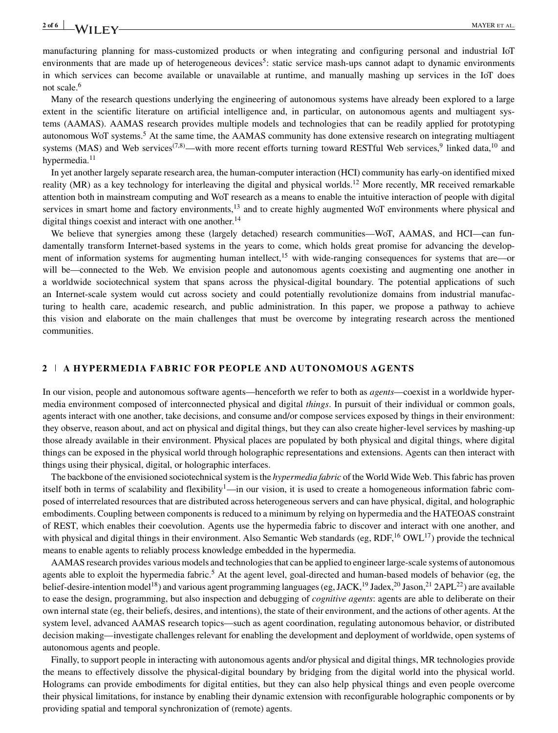manufacturing planning for mass-customized products or when integrating and configuring personal and industrial IoT environments that are made up of heterogeneous devices[5]: static service mash-ups cannot adapt to dynamic environments in which services can become available or unavailable at runtime, and manually mashing up services in the IoT does not scale.[6]

Many of the research questions underlying the engineering of autonomous systems have already been explored to a large extent in the scientific literature on artificial intelligence and, in particular, on autonomous agents and multiagent systems (AAMAS). AAMAS research provides multiple models and technologies that can be readily applied for prototyping autonomous WoT systems.[5] At the same time, the AAMAS community has done extensive research on integrating multiagent systems (MAS) and Web services[(7,8)]—with more recent efforts turning toward RESTful Web services,[9] linked data,[10] and hypermedia.[11]

In yet another largely separate research area, the human-computer interaction (HCI) community has early-on identified mixed reality (MR) as a key technology for interleaving the digital and physical worlds.[12] More recently, MR received remarkable attention both in mainstream computing and WoT research as a means to enable the intuitive interaction of people with digital services in smart home and factory environments,[13] and to create highly augmented WoT environments where physical and digital things coexist and interact with one another.[14]

We believe that synergies among these (largely detached) research communities—WoT, AAMAS, and HCI—can fundamentally transform Internet-based systems in the years to come, which holds great promise for advancing the development of information systems for augmenting human intellect,[15] with wide-ranging consequences for systems that are—or will be—connected to the Web. We envision people and autonomous agents coexisting and augmenting one another in a worldwide sociotechnical system that spans across the physical-digital boundary. The potential applications of such an Internet-scale system would cut across society and could potentially revolutionize domains from industrial manufacturing to health care, academic research, and public administration. In this paper, we propose a pathway to achieve this vision and elaborate on the main challenges that must be overcome by integrating research across the mentioned communities.

## 2 | A HYPERMEDIA FABRIC FOR PEOPLE AND AUTONOMOUS AGENTS

In our vision, people and autonomous software agents—henceforth we refer to both as *agents*—coexist in a worldwide hypermedia environment composed of interconnected physical and digital *things*. In pursuit of their individual or common goals, agents interact with one another, take decisions, and consume and/or compose services exposed by things in their environment: they observe, reason about, and act on physical and digital things, but they can also create higher-level services by mashing-up those already available in their environment. Physical places are populated by both physical and digital things, where digital things can be exposed in the physical world through holographic representations and extensions. Agents can then interact with things using their physical, digital, or holographic interfaces.

The backbone of the envisioned sociotechnical system is the *hypermedia fabric* of the World Wide Web. This fabric has proven itself both in terms of scalability and flexibility[1]—in our vision, it is used to create a homogeneous information fabric composed of interrelated resources that are distributed across heterogeneous servers and can have physical, digital, and holographic embodiments. Coupling between components is reduced to a minimum by relying on hypermedia and the HATEOAS constraint of REST, which enables their coevolution. Agents use the hypermedia fabric to discover and interact with one another, and with physical and digital things in their environment. Also Semantic Web standards (eg, RDF,[16] OWL[17]) provide the technical means to enable agents to reliably process knowledge embedded in the hypermedia.

AAMAS research provides various models and technologies that can be applied to engineer large-scale systems of autonomous agents able to exploit the hypermedia fabric.[5] At the agent level, goal-directed and human-based models of behavior (eg, the belief-desire-intention model[18]) and various agent programming languages (eg, JACK,[19] Jadex,[20] Jason,[21] 2APL[22]) are available to ease the design, programming, but also inspection and debugging of *cognitive agents*: agents are able to deliberate on their own internal state (eg, their beliefs, desires, and intentions), the state of their environment, and the actions of other agents. At the system level, advanced AAMAS research topics—such as agent coordination, regulating autonomous behavior, or distributed decision making—investigate challenges relevant for enabling the development and deployment of worldwide, open systems of autonomous agents and people.

Finally, to support people in interacting with autonomous agents and/or physical and digital things, MR technologies provide the means to effectively dissolve the physical-digital boundary by bridging from the digital world into the physical world. Holograms can provide embodiments for digital entities, but they can also help physical things and even people overcome their physical limitations, for instance by enabling their dynamic extension with reconfigurable holographic components or by providing spatial and temporal synchronization of (remote) agents.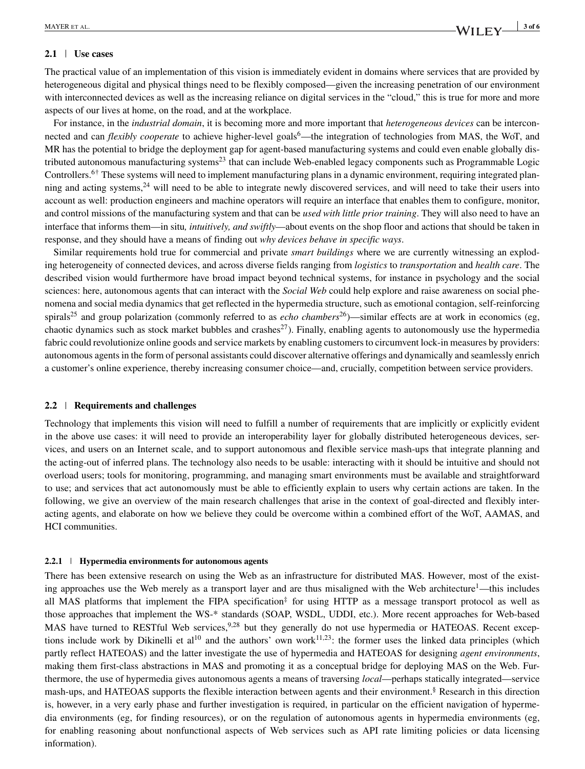### 2.1 | Use cases

The practical value of an implementation of this vision is immediately evident in domains where services that are provided by heterogeneous digital and physical things need to be flexibly composed—given the increasing penetration of our environment with interconnected devices as well as the increasing reliance on digital services in the "cloud," this is true for more and more aspects of our lives at home, on the road, and at the workplace.

For instance, in the *industrial domain*, it is becoming more and more important that *heterogeneous devices* can be interconnected and can *flexibly cooperate* to achieve higher-level goals[6]—the integration of technologies from MAS, the WoT, and MR has the potential to bridge the deployment gap for agent-based manufacturing systems and could even enable globally distributed autonomous manufacturing systems[23] that can include Web-enabled legacy components such as Programmable Logic Controllers.[6†] These systems will need to implement manufacturing plans in a dynamic environment, requiring integrated planning and acting systems,[24] will need to be able to integrate newly discovered services, and will need to take their users into account as well: production engineers and machine operators will require an interface that enables them to configure, monitor, and control missions of the manufacturing system and that can be *used with little prior training*. They will also need to have an interface that informs them—in situ*, intuitively, and swiftly*—about events on the shop floor and actions that should be taken in response, and they should have a means of finding out *why devices behave in specific ways*.

Similar requirements hold true for commercial and private *smart buildings* where we are currently witnessing an exploding heterogeneity of connected devices, and across diverse fields ranging from *logistics* to *transportation* and *health care*. The described vision would furthermore have broad impact beyond technical systems, for instance in psychology and the social sciences: here, autonomous agents that can interact with the *Social Web* could help explore and raise awareness on social phenomena and social media dynamics that get reflected in the hypermedia structure, such as emotional contagion, self-reinforcing spirals[25] and group polarization (commonly referred to as *echo chambers*[26])—similar effects are at work in economics (eg, chaotic dynamics such as stock market bubbles and crashes[27]). Finally, enabling agents to autonomously use the hypermedia fabric could revolutionize online goods and service markets by enabling customers to circumvent lock-in measures by providers: autonomous agents in the form of personal assistants could discover alternative offerings and dynamically and seamlessly enrich a customer's online experience, thereby increasing consumer choice—and, crucially, competition between service providers.

### 2.2 | Requirements and challenges

Technology that implements this vision will need to fulfill a number of requirements that are implicitly or explicitly evident in the above use cases: it will need to provide an interoperability layer for globally distributed heterogeneous devices, services, and users on an Internet scale, and to support autonomous and flexible service mash-ups that integrate planning and the acting-out of inferred plans. The technology also needs to be usable: interacting with it should be intuitive and should not overload users; tools for monitoring, programming, and managing smart environments must be available and straightforward to use; and services that act autonomously must be able to efficiently explain to users why certain actions are taken. In the following, we give an overview of the main research challenges that arise in the context of goal-directed and flexibly interacting agents, and elaborate on how we believe they could be overcome within a combined effort of the WoT, AAMAS, and HCI communities.

#### 2.2.1 | Hypermedia environments for autonomous agents

There has been extensive research on using the Web as an infrastructure for distributed MAS. However, most of the existing approaches use the Web merely as a transport layer and are thus misaligned with the Web architecture[1]—this includes all MAS platforms that implement the FIPA specification[‡] for using HTTP as a message transport protocol as well as those approaches that implement the WS-* standards (SOAP, WSDL, UDDI, etc.). More recent approaches for Web-based MAS have turned to RESTful Web services,[9,28] but they generally do not use hypermedia or HATEOAS. Recent exceptions include work by Dikinelli et al[10] and the authors' own work[11,23]: the former uses the linked data principles (which partly reflect HATEOAS) and the latter investigate the use of hypermedia and HATEOAS for designing *agent environments*, making them first-class abstractions in MAS and promoting it as a conceptual bridge for deploying MAS on the Web. Furthermore, the use of hypermedia gives autonomous agents a means of traversing *local*—perhaps statically integrated—service mash-ups, and HATEOAS supports the flexible interaction between agents and their environment.[§] Research in this direction is, however, in a very early phase and further investigation is required, in particular on the efficient navigation of hypermedia environments (eg, for finding resources), or on the regulation of autonomous agents in hypermedia environments (eg, for enabling reasoning about nonfunctional aspects of Web services such as API rate limiting policies or data licensing information).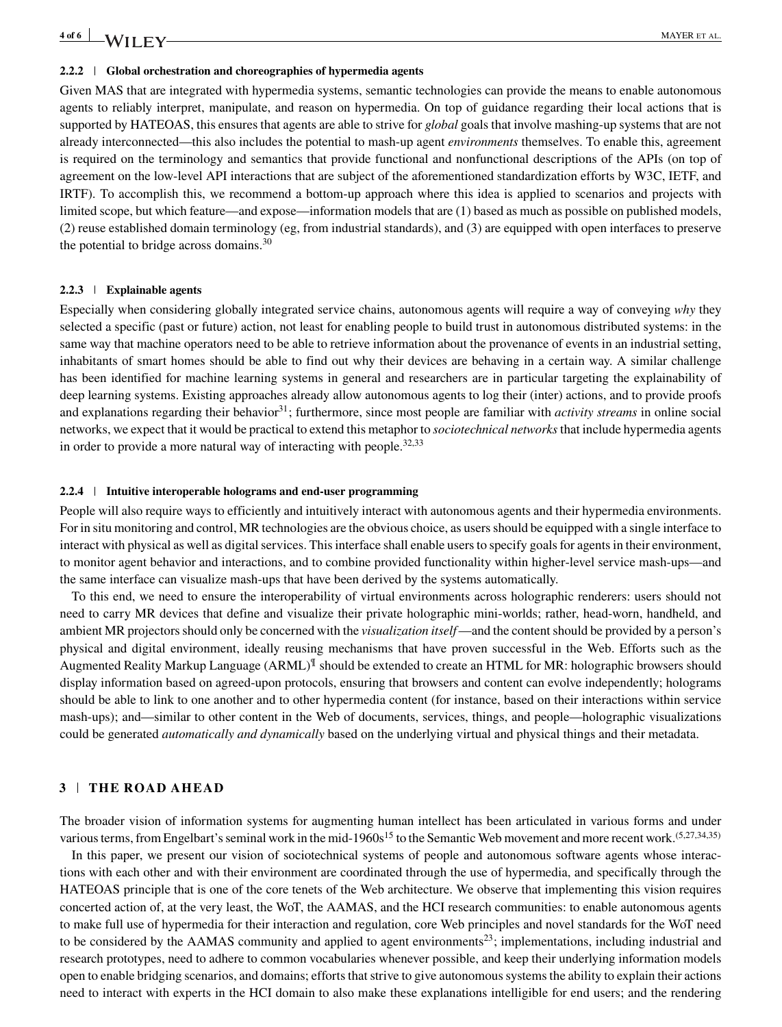#### 2.2.2 | Global orchestration and choreographies of hypermedia agents

Given MAS that are integrated with hypermedia systems, semantic technologies can provide the means to enable autonomous agents to reliably interpret, manipulate, and reason on hypermedia. On top of guidance regarding their local actions that is supported by HATEOAS, this ensures that agents are able to strive for *global* goals that involve mashing-up systems that are not already interconnected—this also includes the potential to mash-up agent *environments* themselves. To enable this, agreement is required on the terminology and semantics that provide functional and nonfunctional descriptions of the APIs (on top of agreement on the low-level API interactions that are subject of the aforementioned standardization efforts by W3C, IETF, and IRTF). To accomplish this, we recommend a bottom-up approach where this idea is applied to scenarios and projects with limited scope, but which feature—and expose—information models that are (1) based as much as possible on published models, (2) reuse established domain terminology (eg, from industrial standards), and (3) are equipped with open interfaces to preserve the potential to bridge across domains.[30]

#### 2.2.3 | Explainable agents

Especially when considering globally integrated service chains, autonomous agents will require a way of conveying *why* they selected a specific (past or future) action, not least for enabling people to build trust in autonomous distributed systems: in the same way that machine operators need to be able to retrieve information about the provenance of events in an industrial setting, inhabitants of smart homes should be able to find out why their devices are behaving in a certain way. A similar challenge has been identified for machine learning systems in general and researchers are in particular targeting the explainability of deep learning systems. Existing approaches already allow autonomous agents to log their (inter) actions, and to provide proofs and explanations regarding their behavior[31]; furthermore, since most people are familiar with *activity streams* in online social networks, we expect that it would be practical to extend this metaphor to *sociotechnical networks* that include hypermedia agents in order to provide a more natural way of interacting with people.[32,33]

#### 2.2.4 | Intuitive interoperable holograms and end-user programming

People will also require ways to efficiently and intuitively interact with autonomous agents and their hypermedia environments. For in situ monitoring and control, MR technologies are the obvious choice, as users should be equipped with a single interface to interact with physical as well as digital services. This interface shall enable users to specify goals for agents in their environment, to monitor agent behavior and interactions, and to combine provided functionality within higher-level service mash-ups—and the same interface can visualize mash-ups that have been derived by the systems automatically.

To this end, we need to ensure the interoperability of virtual environments across holographic renderers: users should not need to carry MR devices that define and visualize their private holographic mini-worlds; rather, head-worn, handheld, and ambient MR projectors should only be concerned with the *visualization itself*—and the content should be provided by a person's physical and digital environment, ideally reusing mechanisms that have proven successful in the Web. Efforts such as the Augmented Reality Markup Language (ARML)[¶] should be extended to create an HTML for MR: holographic browsers should display information based on agreed-upon protocols, ensuring that browsers and content can evolve independently; holograms should be able to link to one another and to other hypermedia content (for instance, based on their interactions within service mash-ups); and—similar to other content in the Web of documents, services, things, and people—holographic visualizations could be generated *automatically and dynamically* based on the underlying virtual and physical things and their metadata.

## 3 | THE ROAD AHEAD

The broader vision of information systems for augmenting human intellect has been articulated in various forms and under various terms, from Engelbart's seminal work in the mid-1960s[15] to the Semantic Web movement and more recent work.[5,27,34,35]

In this paper, we present our vision of sociotechnical systems of people and autonomous software agents whose interactions with each other and with their environment are coordinated through the use of hypermedia, and specifically through the HATEOAS principle that is one of the core tenets of the Web architecture. We observe that implementing this vision requires concerted action of, at the very least, the WoT, the AAMAS, and the HCI research communities: to enable autonomous agents to make full use of hypermedia for their interaction and regulation, core Web principles and novel standards for the WoT need to be considered by the AAMAS community and applied to agent environments[23]; implementations, including industrial and research prototypes, need to adhere to common vocabularies whenever possible, and keep their underlying information models open to enable bridging scenarios, and domains; efforts that strive to give autonomous systems the ability to explain their actions need to interact with experts in the HCI domain to also make these explanations intelligible for end users; and the rendering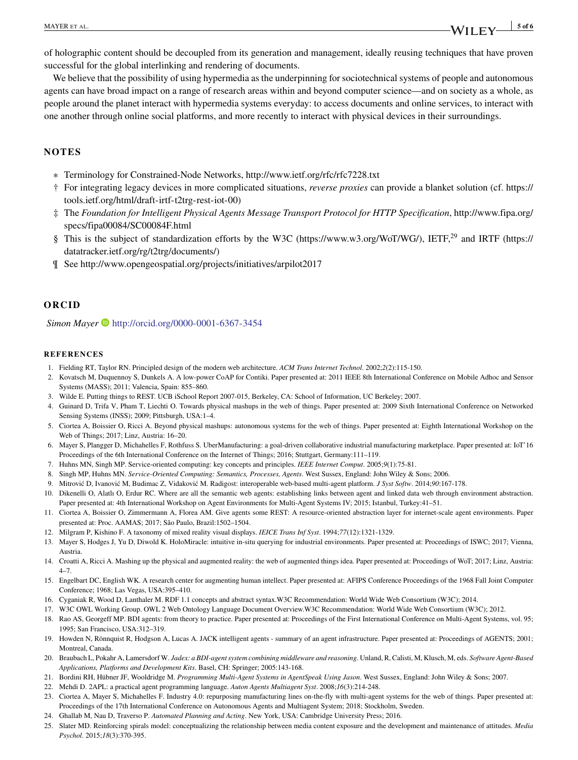of holographic content should be decoupled from its generation and management, ideally reusing techniques that have proven successful for the global interlinking and rendering of documents.

We believe that the possibility of using hypermedia as the underpinning for sociotechnical systems of people and autonomous agents can have broad impact on a range of research areas within and beyond computer science—and on society as a whole, as people around the planet interact with hypermedia systems everyday: to access documents and online services, to interact with one another through online social platforms, and more recently to interact with physical devices in their surroundings.

## NOTES

- ∗ Terminology for Constrained-Node Networks, http://www.ietf.org/rfc/rfc7228.txt
- † For integrating legacy devices in more complicated situations, *reverse proxies* can provide a blanket solution (cf. https://tools.ietf.org/html/draft-irtf-t2trg-rest-iot-00)
- ‡ The *Foundation for Intelligent Physical Agents Message Transport Protocol for HTTP Specification*, http://www.fipa.org/specs/fipa00084/SC00084F.html
- § This is the subject of standardization efforts by the W3C (https://www.w3.org/WoT/WG/), IETF,[29] and IRTF (https://datatracker.ietf.org/rg/t2trg/documents/)
- ¶ See http://www.opengeospatial.org/projects/initiatives/arpilot2017

## ORCID

*Simon Mayer* http://orcid.org/0000-0001-6367-3454

## REFERENCES

1. Fielding RT, Taylor RN. Principled design of the modern web architecture. *ACM Trans Internet Technol*. 2002;*2*(2):115-150.
2. Kovatsch M, Duquennoy S, Dunkels A. A low-power CoAP for Contiki. Paper presented at: 2011 IEEE 8th International Conference on Mobile Adhoc and Sensor Systems (MASS); 2011; Valencia, Spain: 855–860.
3. Wilde E. Putting things to REST. UCB iSchool Report 2007-015, Berkeley, CA: School of Information, UC Berkeley; 2007.
4. Guinard D, Trifa V, Pham T, Liechti O. Towards physical mashups in the web of things. Paper presented at: 2009 Sixth International Conference on Networked Sensing Systems (INSS); 2009; Pittsburgh, USA:1–4.
5. Ciortea A, Boissier O, Ricci A. Beyond physical mashups: autonomous systems for the web of things. Paper presented at: Eighth International Workshop on the Web of Things; 2017; Linz, Austria: 16–20.
6. Mayer S, Plangger D, Michahelles F, Rothfuss S. UberManufacturing: a goal-driven collaborative industrial manufacturing marketplace. Paper presented at: IoT'16 Proceedings of the 6th International Conference on the Internet of Things; 2016; Stuttgart, Germany:111–119.
7. Huhns MN, Singh MP. Service-oriented computing: key concepts and principles. *IEEE Internet Comput*. 2005;*9*(1):75-81.
8. Singh MP, Huhns MN. *Service-Oriented Computing: Semantics, Processes, Agents*. West Sussex, England: John Wiley & Sons; 2006.
9. Mitrović D, Ivanović M, Budimac Z, Vidaković M. Radigost: interoperable web-based multi-agent platform. *J Syst Softw*. 2014;*90*:167-178.
10. Dikenelli O, Alatlı O, Erdur RC. Where are all the semantic web agents: establishing links between agent and linked data web through environment abstraction. Paper presented at: 4th International Workshop on Agent Environments for Multi-Agent Systems IV; 2015; Istanbul, Turkey:41–51.
11. Ciortea A, Boissier O, Zimmermann A, Florea AM. Give agents some REST: A resource-oriented abstraction layer for internet-scale agent environments. Paper presented at: Proc. AAMAS; 2017; São Paulo, Brazil:1502–1504.
12. Milgram P, Kishino F. A taxonomy of mixed reality visual displays. *IEICE Trans Inf Syst*. 1994;*77*(12):1321-1329.
13. Mayer S, Hodges J, Yu D, Diwold K. HoloMiracle: intuitive in-situ querying for industrial environments. Paper presented at: Proceedings of ISWC; 2017; Vienna, Austria.
14. Croatti A, Ricci A. Mashing up the physical and augmented reality: the web of augmented things idea. Paper presented at: Proceedings of WoT; 2017; Linz, Austria: 4–7.
15. Engelbart DC, English WK. A research center for augmenting human intellect. Paper presented at: AFIPS Conference Proceedings of the 1968 Fall Joint Computer Conference; 1968; Las Vegas, USA:395–410.
16. Cyganiak R, Wood D, Lanthaler M. RDF 1.1 concepts and abstract syntax.W3C Recommendation: World Wide Web Consortium (W3C); 2014.
17. W3C OWL Working Group. OWL 2 Web Ontology Language Document Overview.W3C Recommendation: World Wide Web Consortium (W3C); 2012.
18. Rao AS, Georgeff MP. BDI agents: from theory to practice. Paper presented at: Proceedings of the First International Conference on Multi-Agent Systems, vol. 95; 1995; San Francisco, USA:312–319.
19. Howden N, Rönnquist R, Hodgson A, Lucas A. JACK intelligent agents - summary of an agent infrastructure. Paper presented at: Proceedings of AGENTS; 2001; Montreal, Canada.
20. Braubach L, Pokahr A, Lamersdorf W. *Jadex: a BDI-agent system combining middleware and reasoning*. Unland, R, Calisti, M, Klusch, M, eds. *Software Agent-Based Applications, Platforms and Development Kits*. Basel, CH: Springer; 2005:143-168.
21. Bordini RH, Hübner JF, Wooldridge M. *Programming Multi-Agent Systems in AgentSpeak Using Jason*. West Sussex, England: John Wiley & Sons; 2007.
22. Mehdi D. 2APL: a practical agent programming language. *Auton Agents Multiagent Syst*. 2008;*16*(3):214-248.
23. Ciortea A, Mayer S, Michahelles F. Industry 4.0: repurposing manufacturing lines on-the-fly with multi-agent systems for the web of things. Paper presented at: Proceedings of the 17th International Conference on Autonomous Agents and Multiagent System; 2018; Stockholm, Sweden.
24. Ghallab M, Nau D, Traverso P. *Automated Planning and Acting*. New York, USA: Cambridge University Press; 2016.
25. Slater MD. Reinforcing spirals model: conceptualizing the relationship between media content exposure and the development and maintenance of attitudes. *Media Psychol*. 2015;*18*(3):370-395.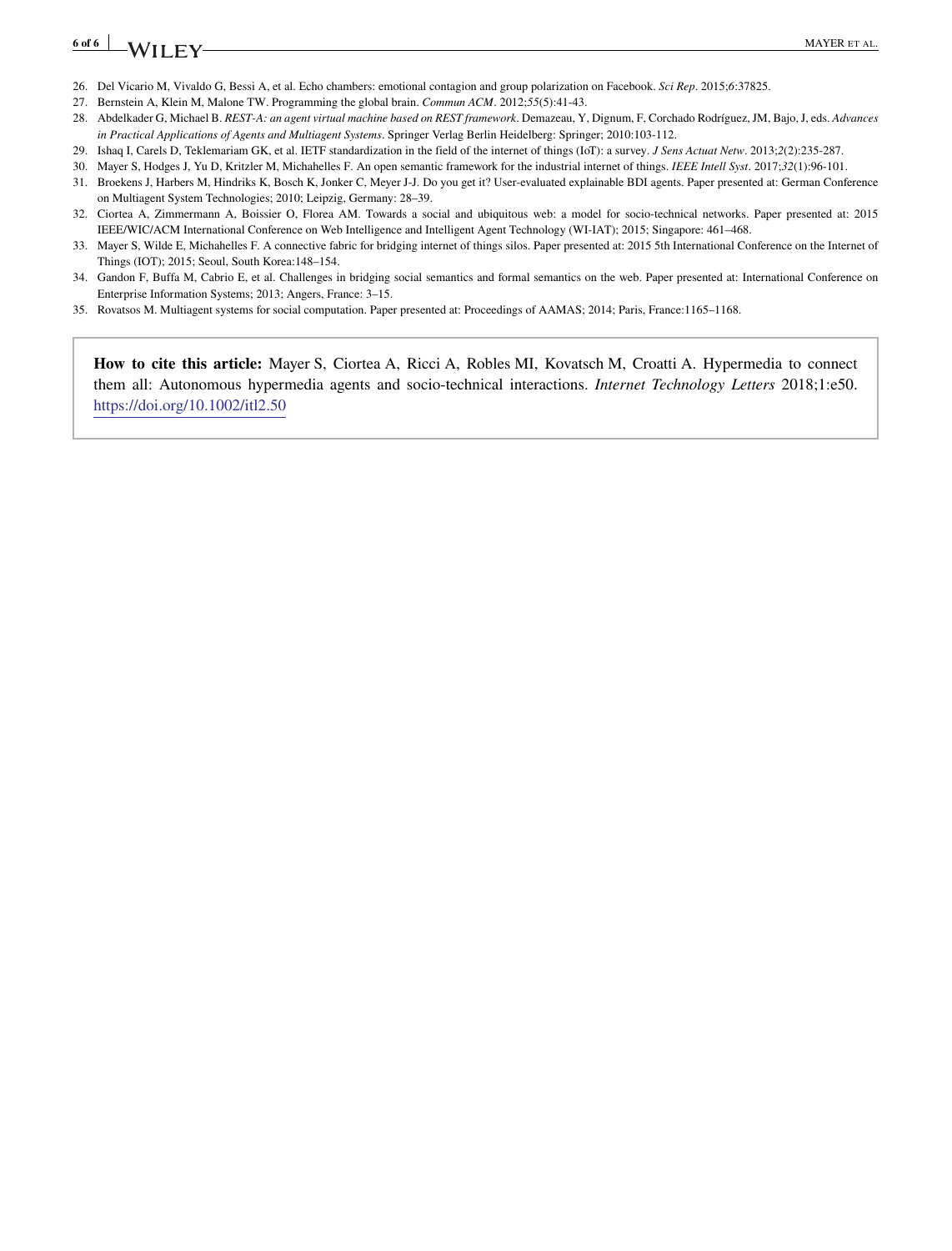26. Del Vicario M, Vivaldo G, Bessi A, et al. Echo chambers: emotional contagion and group polarization on Facebook. *Sci Rep*. 2015;*6*:37825.
27. Bernstein A, Klein M, Malone TW. Programming the global brain. *Commun ACM*. 2012;*55*(5):41-43.
28. Abdelkader G, Michael B. *REST-A: an agent virtual machine based on REST framework*. Demazeau, Y, Dignum, F, Corchado Rodríguez, JM, Bajo, J, eds. *Advances in Practical Applications of Agents and Multiagent Systems*. Springer Verlag Berlin Heidelberg: Springer; 2010:103-112.
29. Ishaq I, Carels D, Teklemariam GK, et al. IETF standardization in the field of the internet of things (IoT): a survey. *J Sens Actuat Netw*. 2013;*2*(2):235-287.
30. Mayer S, Hodges J, Yu D, Kritzler M, Michahelles F. An open semantic framework for the industrial internet of things. *IEEE Intell Syst*. 2017;*32*(1):96-101.
31. Broekens J, Harbers M, Hindriks K, Bosch K, Jonker C, Meyer J-J. Do you get it? User-evaluated explainable BDI agents. Paper presented at: German Conference on Multiagent System Technologies; 2010; Leipzig, Germany: 28–39.
32. Ciortea A, Zimmermann A, Boissier O, Florea AM. Towards a social and ubiquitous web: a model for socio-technical networks. Paper presented at: 2015 IEEE/WIC/ACM International Conference on Web Intelligence and Intelligent Agent Technology (WI-IAT); 2015; Singapore: 461–468.
33. Mayer S, Wilde E, Michahelles F. A connective fabric for bridging internet of things silos. Paper presented at: 2015 5th International Conference on the Internet of Things (IOT); 2015; Seoul, South Korea:148–154.
34. Gandon F, Buffa M, Cabrio E, et al. Challenges in bridging social semantics and formal semantics on the web. Paper presented at: International Conference on Enterprise Information Systems; 2013; Angers, France: 3–15.
35. Rovatsos M. Multiagent systems for social computation. Paper presented at: Proceedings of AAMAS; 2014; Paris, France:1165–1168.

**How to cite this article:** Mayer S, Ciortea A, Ricci A, Robles MI, Kovatsch M, Croatti A. Hypermedia to connect them all: Autonomous hypermedia agents and socio-technical interactions. *Internet Technology Letters* 2018;1:e50. https://doi.org/10.1002/itl2.50